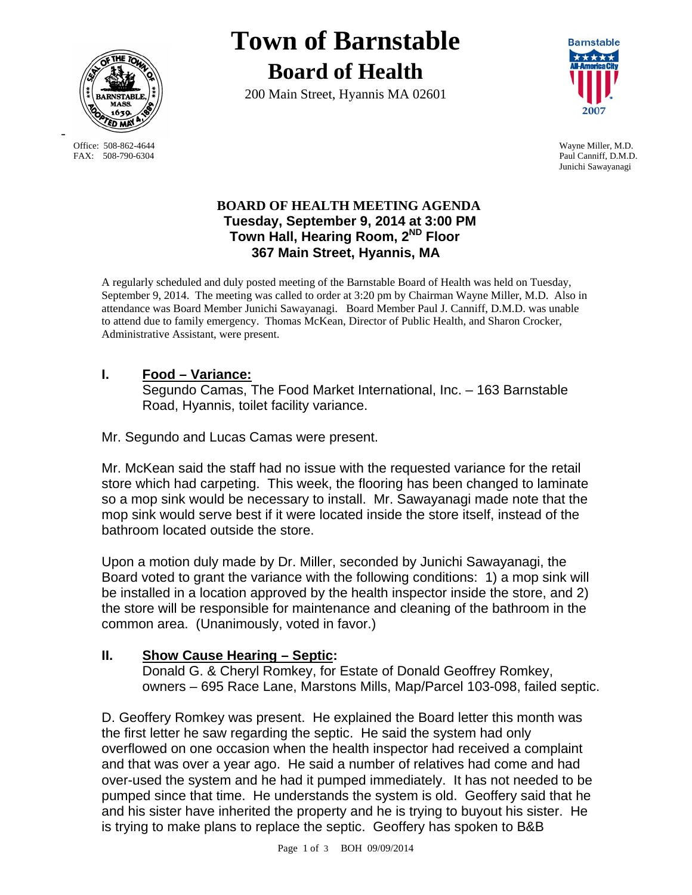# Town of Barnstable

## Board of Health

200 Main Street, Hyannis MA 02601

Office: 508-862-4644
FAX: 508-790-6304

Wayne Miller, M.D.
Paul Canniff, D.M.D.
Junichi Sawayanagi

### BOARD OF HEALTH MEETING AGENDA
**Tuesday, September 9, 2014 at 3:00 PM**
**Town Hall, Hearing Room, 2ND Floor**
**367 Main Street, Hyannis, MA**

A regularly scheduled and duly posted meeting of the Barnstable Board of Health was held on Tuesday, September 9, 2014. The meeting was called to order at 3:20 pm by Chairman Wayne Miller, M.D. Also in attendance was Board Member Junichi Sawayanagi. Board Member Paul J. Canniff, D.M.D. was unable to attend due to family emergency. Thomas McKean, Director of Public Health, and Sharon Crocker, Administrative Assistant, were present.

## I. Food – Variance:

Segundo Camas, The Food Market International, Inc. – 163 Barnstable Road, Hyannis, toilet facility variance.

Mr. Segundo and Lucas Camas were present.

Mr. McKean said the staff had no issue with the requested variance for the retail store which had carpeting. This week, the flooring has been changed to laminate so a mop sink would be necessary to install. Mr. Sawayanagi made note that the mop sink would serve best if it were located inside the store itself, instead of the bathroom located outside the store.

Upon a motion duly made by Dr. Miller, seconded by Junichi Sawayanagi, the Board voted to grant the variance with the following conditions: 1) a mop sink will be installed in a location approved by the health inspector inside the store, and 2) the store will be responsible for maintenance and cleaning of the bathroom in the common area. (Unanimously, voted in favor.)

## II. Show Cause Hearing – Septic:

Donald G. & Cheryl Romkey, for Estate of Donald Geoffrey Romkey, owners – 695 Race Lane, Marstons Mills, Map/Parcel 103-098, failed septic.

D. Geoffery Romkey was present. He explained the Board letter this month was the first letter he saw regarding the septic. He said the system had only overflowed on one occasion when the health inspector had received a complaint and that was over a year ago. He said a number of relatives had come and had over-used the system and he had it pumped immediately. It has not needed to be pumped since that time. He understands the system is old. Geoffery said that he and his sister have inherited the property and he is trying to buyout his sister. He is trying to make plans to replace the septic. Geoffery has spoken to B&B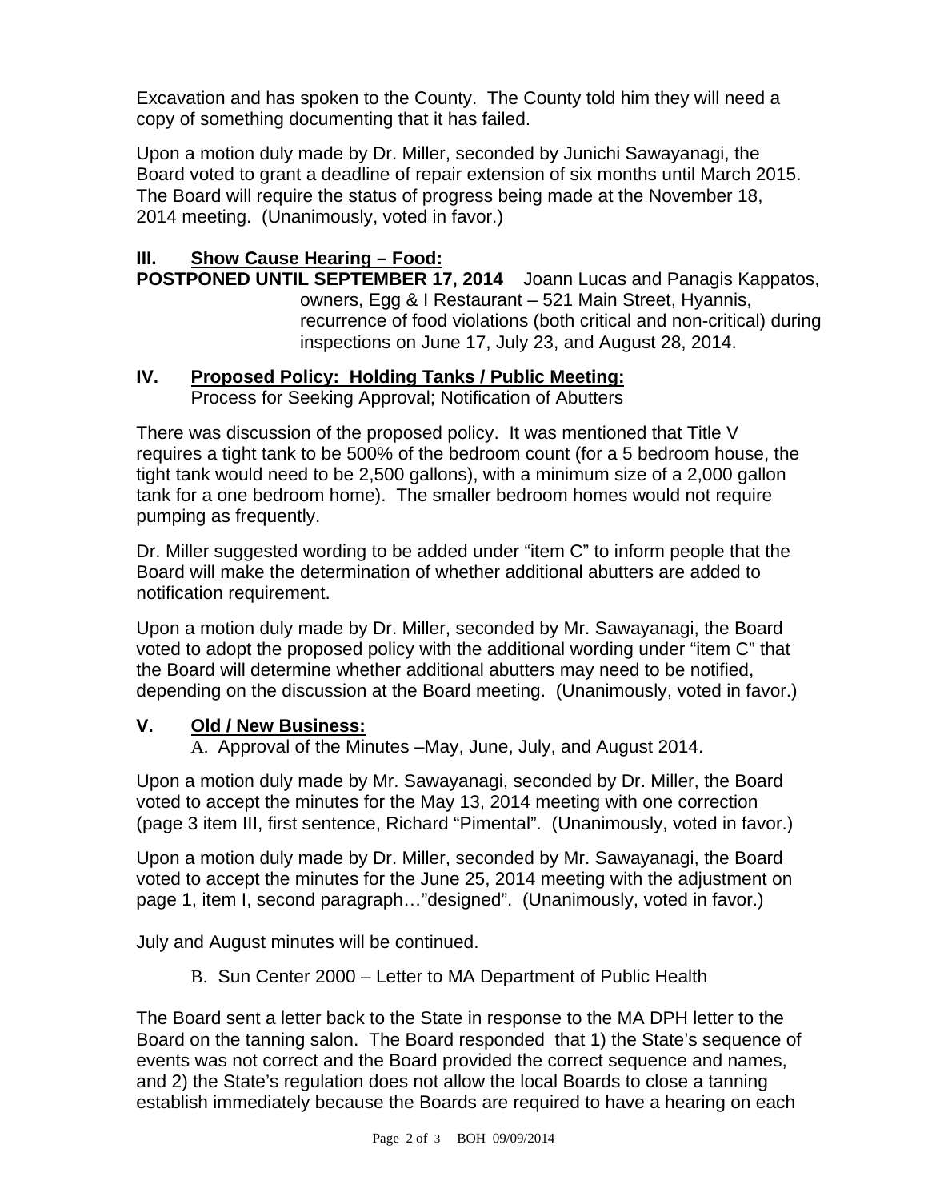Excavation and has spoken to the County. The County told him they will need a copy of something documenting that it has failed.

Upon a motion duly made by Dr. Miller, seconded by Junichi Sawayanagi, the Board voted to grant a deadline of repair extension of six months until March 2015. The Board will require the status of progress being made at the November 18, 2014 meeting. (Unanimously, voted in favor.)

## III. Show Cause Hearing – Food:

**POSTPONED UNTIL SEPTEMBER 17, 2014** Joann Lucas and Panagis Kappatos, owners, Egg & I Restaurant – 521 Main Street, Hyannis, recurrence of food violations (both critical and non-critical) during inspections on June 17, July 23, and August 28, 2014.

## IV. Proposed Policy: Holding Tanks / Public Meeting:

Process for Seeking Approval; Notification of Abutters

There was discussion of the proposed policy. It was mentioned that Title V requires a tight tank to be 500% of the bedroom count (for a 5 bedroom house, the tight tank would need to be 2,500 gallons), with a minimum size of a 2,000 gallon tank for a one bedroom home). The smaller bedroom homes would not require pumping as frequently.

Dr. Miller suggested wording to be added under "item C" to inform people that the Board will make the determination of whether additional abutters are added to notification requirement.

Upon a motion duly made by Dr. Miller, seconded by Mr. Sawayanagi, the Board voted to adopt the proposed policy with the additional wording under "item C" that the Board will determine whether additional abutters may need to be notified, depending on the discussion at the Board meeting. (Unanimously, voted in favor.)

## V. Old / New Business:

A. Approval of the Minutes –May, June, July, and August 2014.

Upon a motion duly made by Mr. Sawayanagi, seconded by Dr. Miller, the Board voted to accept the minutes for the May 13, 2014 meeting with one correction (page 3 item III, first sentence, Richard "Pimental". (Unanimously, voted in favor.)

Upon a motion duly made by Dr. Miller, seconded by Mr. Sawayanagi, the Board voted to accept the minutes for the June 25, 2014 meeting with the adjustment on page 1, item I, second paragraph…"designed". (Unanimously, voted in favor.)

July and August minutes will be continued.

B. Sun Center 2000 – Letter to MA Department of Public Health

The Board sent a letter back to the State in response to the MA DPH letter to the Board on the tanning salon. The Board responded that 1) the State's sequence of events was not correct and the Board provided the correct sequence and names, and 2) the State's regulation does not allow the local Boards to close a tanning establish immediately because the Boards are required to have a hearing on each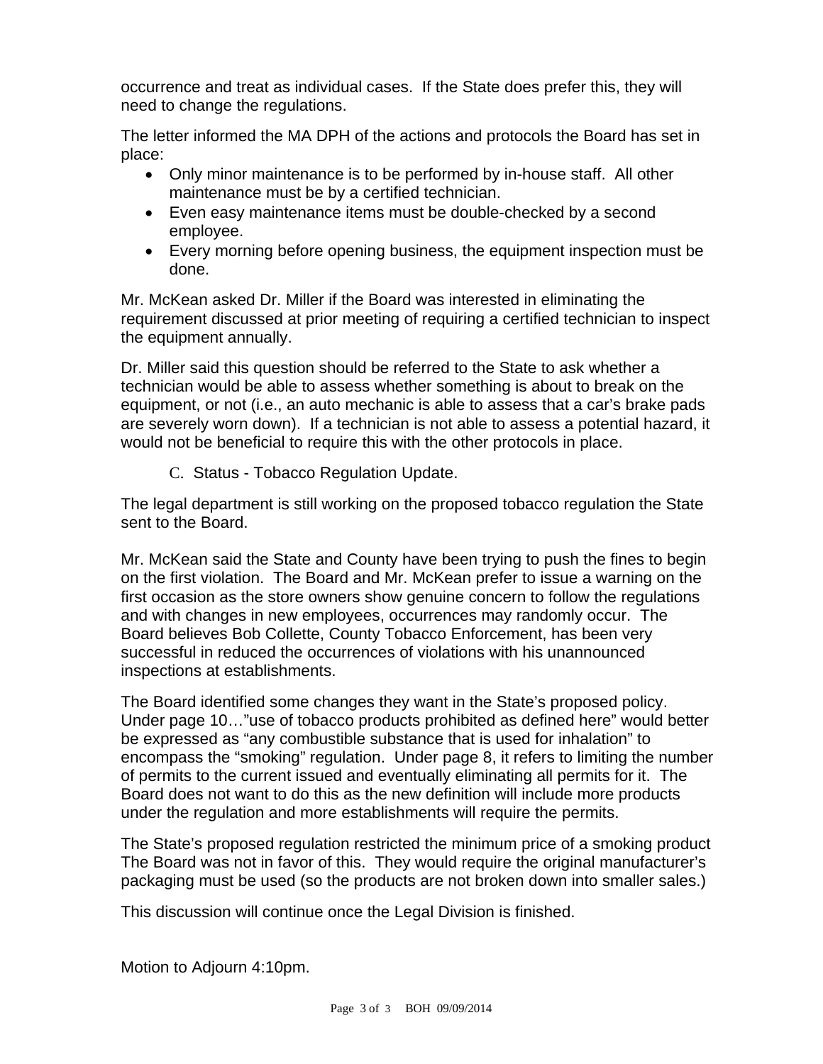occurrence and treat as individual cases. If the State does prefer this, they will need to change the regulations.

The letter informed the MA DPH of the actions and protocols the Board has set in place:

- Only minor maintenance is to be performed by in-house staff. All other maintenance must be by a certified technician.
- Even easy maintenance items must be double-checked by a second employee.
- Every morning before opening business, the equipment inspection must be done.

Mr. McKean asked Dr. Miller if the Board was interested in eliminating the requirement discussed at prior meeting of requiring a certified technician to inspect the equipment annually.

Dr. Miller said this question should be referred to the State to ask whether a technician would be able to assess whether something is about to break on the equipment, or not (i.e., an auto mechanic is able to assess that a car's brake pads are severely worn down). If a technician is not able to assess a potential hazard, it would not be beneficial to require this with the other protocols in place.

C. Status - Tobacco Regulation Update.

The legal department is still working on the proposed tobacco regulation the State sent to the Board.

Mr. McKean said the State and County have been trying to push the fines to begin on the first violation. The Board and Mr. McKean prefer to issue a warning on the first occasion as the store owners show genuine concern to follow the regulations and with changes in new employees, occurrences may randomly occur. The Board believes Bob Collette, County Tobacco Enforcement, has been very successful in reduced the occurrences of violations with his unannounced inspections at establishments.

The Board identified some changes they want in the State's proposed policy. Under page 10…"use of tobacco products prohibited as defined here" would better be expressed as "any combustible substance that is used for inhalation" to encompass the "smoking" regulation. Under page 8, it refers to limiting the number of permits to the current issued and eventually eliminating all permits for it. The Board does not want to do this as the new definition will include more products under the regulation and more establishments will require the permits.

The State's proposed regulation restricted the minimum price of a smoking product The Board was not in favor of this. They would require the original manufacturer's packaging must be used (so the products are not broken down into smaller sales.)

This discussion will continue once the Legal Division is finished.

Motion to Adjourn 4:10pm.